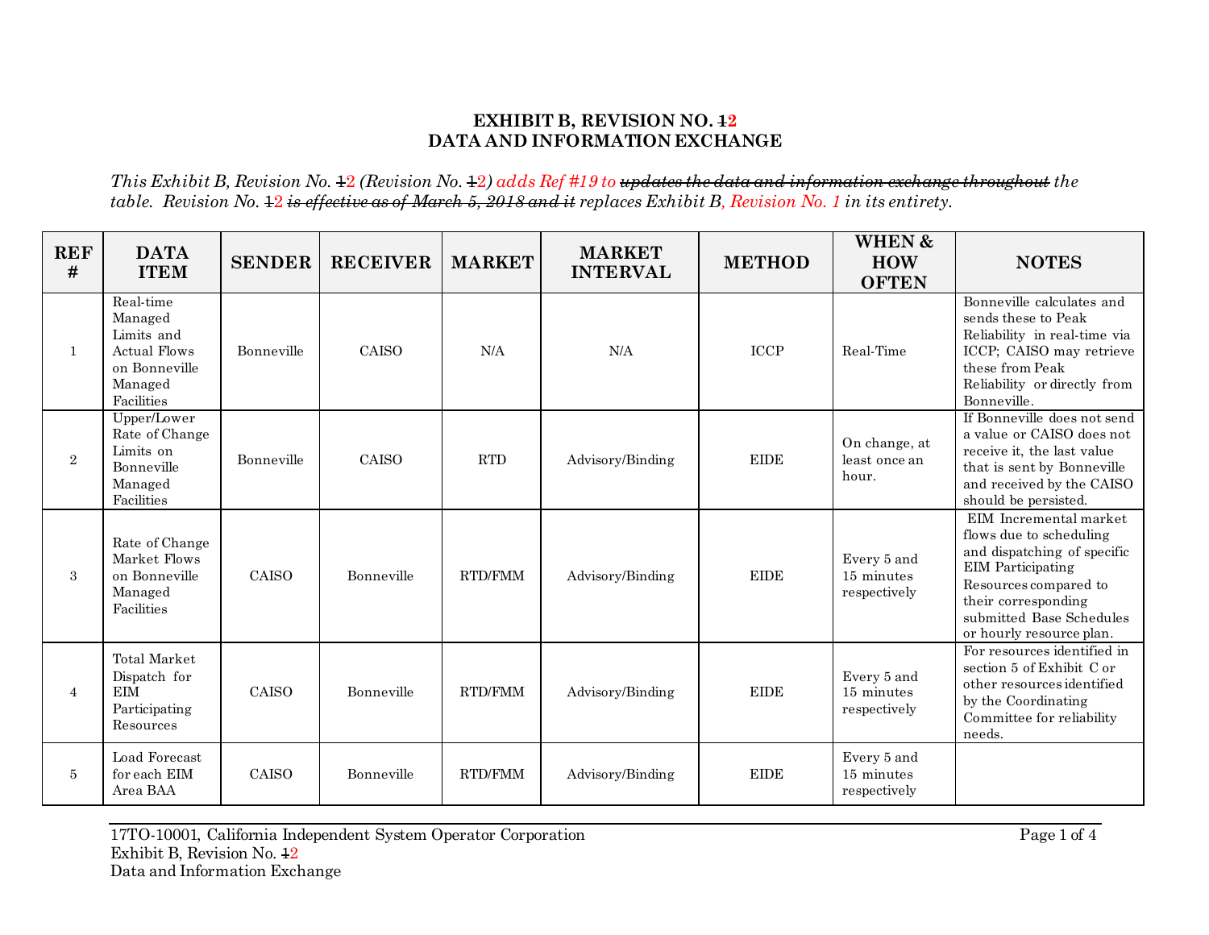# EXHIBIT B, REVISION NO. ~~1~~2
## DATA AND INFORMATION EXCHANGE

*This Exhibit B, Revision No. ~~1~~2 (Revision No. ~~1~~2) adds Ref #19 to ~~updates the data and information exchange throughout~~ the table. Revision No. ~~1~~2 ~~is effective as of March 5, 2018 and it~~ replaces Exhibit B, Revision No. 1 in its entirety.*

| REF # | DATA ITEM | SENDER | RECEIVER | MARKET | MARKET INTERVAL | METHOD | WHEN & HOW OFTEN | NOTES |
|---|---|---|---|---|---|---|---|---|
| 1 | Real-time Managed Limits and Actual Flows on Bonneville Managed Facilities | Bonneville | CAISO | N/A | N/A | ICCP | Real-Time | Bonneville calculates and sends these to Peak Reliability in real-time via ICCP; CAISO may retrieve these from Peak Reliability or directly from Bonneville. |
| 2 | Upper/Lower Rate of Change Limits on Bonneville Managed Facilities | Bonneville | CAISO | RTD | Advisory/Binding | EIDE | On change, at least once an hour. | If Bonneville does not send a value or CAISO does not receive it, the last value that is sent by Bonneville and received by the CAISO should be persisted. |
| 3 | Rate of Change Market Flows on Bonneville Managed Facilities | CAISO | Bonneville | RTD/FMM | Advisory/Binding | EIDE | Every 5 and 15 minutes respectively | EIM Incremental market flows due to scheduling and dispatching of specific EIM Participating Resources compared to their corresponding submitted Base Schedules or hourly resource plan. |
| 4 | Total Market Dispatch for EIM Participating Resources | CAISO | Bonneville | RTD/FMM | Advisory/Binding | EIDE | Every 5 and 15 minutes respectively | For resources identified in section 5 of Exhibit C or other resources identified by the Coordinating Committee for reliability needs. |
| 5 | Load Forecast for each EIM Area BAA | CAISO | Bonneville | RTD/FMM | Advisory/Binding | EIDE | Every 5 and 15 minutes respectively | |

17TO-10001, California Independent System Operator Corporation
Exhibit B, Revision No. ~~1~~2
Data and Information Exchange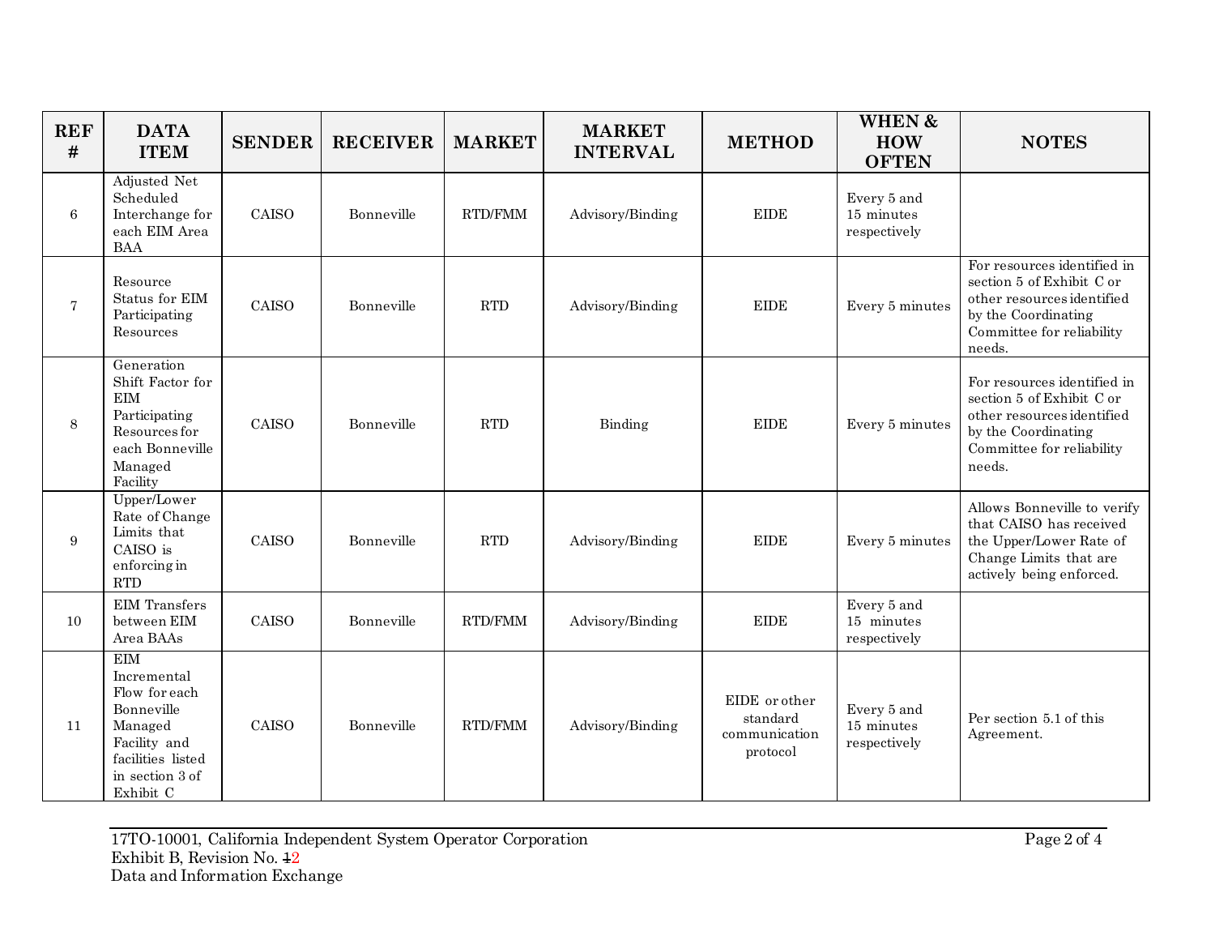| REF # | DATA ITEM | SENDER | RECEIVER | MARKET | MARKET INTERVAL | METHOD | WHEN & HOW OFTEN | NOTES |
|---|---|---|---|---|---|---|---|---|
| 6 | Adjusted Net Scheduled Interchange for each EIM Area BAA | CAISO | Bonneville | RTD/FMM | Advisory/Binding | EIDE | Every 5 and 15 minutes respectively | |
| 7 | Resource Status for EIM Participating Resources | CAISO | Bonneville | RTD | Advisory/Binding | EIDE | Every 5 minutes | For resources identified in section 5 of Exhibit C or other resources identified by the Coordinating Committee for reliability needs. |
| 8 | Generation Shift Factor for EIM Participating Resources for each Bonneville Managed Facility | CAISO | Bonneville | RTD | Binding | EIDE | Every 5 minutes | For resources identified in section 5 of Exhibit C or other resources identified by the Coordinating Committee for reliability needs. |
| 9 | Upper/Lower Rate of Change Limits that CAISO is enforcing in RTD | CAISO | Bonneville | RTD | Advisory/Binding | EIDE | Every 5 minutes | Allows Bonneville to verify that CAISO has received the Upper/Lower Rate of Change Limits that are actively being enforced. |
| 10 | EIM Transfers between EIM Area BAAs | CAISO | Bonneville | RTD/FMM | Advisory/Binding | EIDE | Every 5 and 15 minutes respectively | |
| 11 | EIM Incremental Flow for each Bonneville Managed Facility and facilities listed in section 3 of Exhibit C | CAISO | Bonneville | RTD/FMM | Advisory/Binding | EIDE or other standard communication protocol | Every 5 and 15 minutes respectively | Per section 5.1 of this Agreement. |

17TO-10001, California Independent System Operator Corporation
Exhibit B, Revision No. ~~1~~2
Data and Information Exchange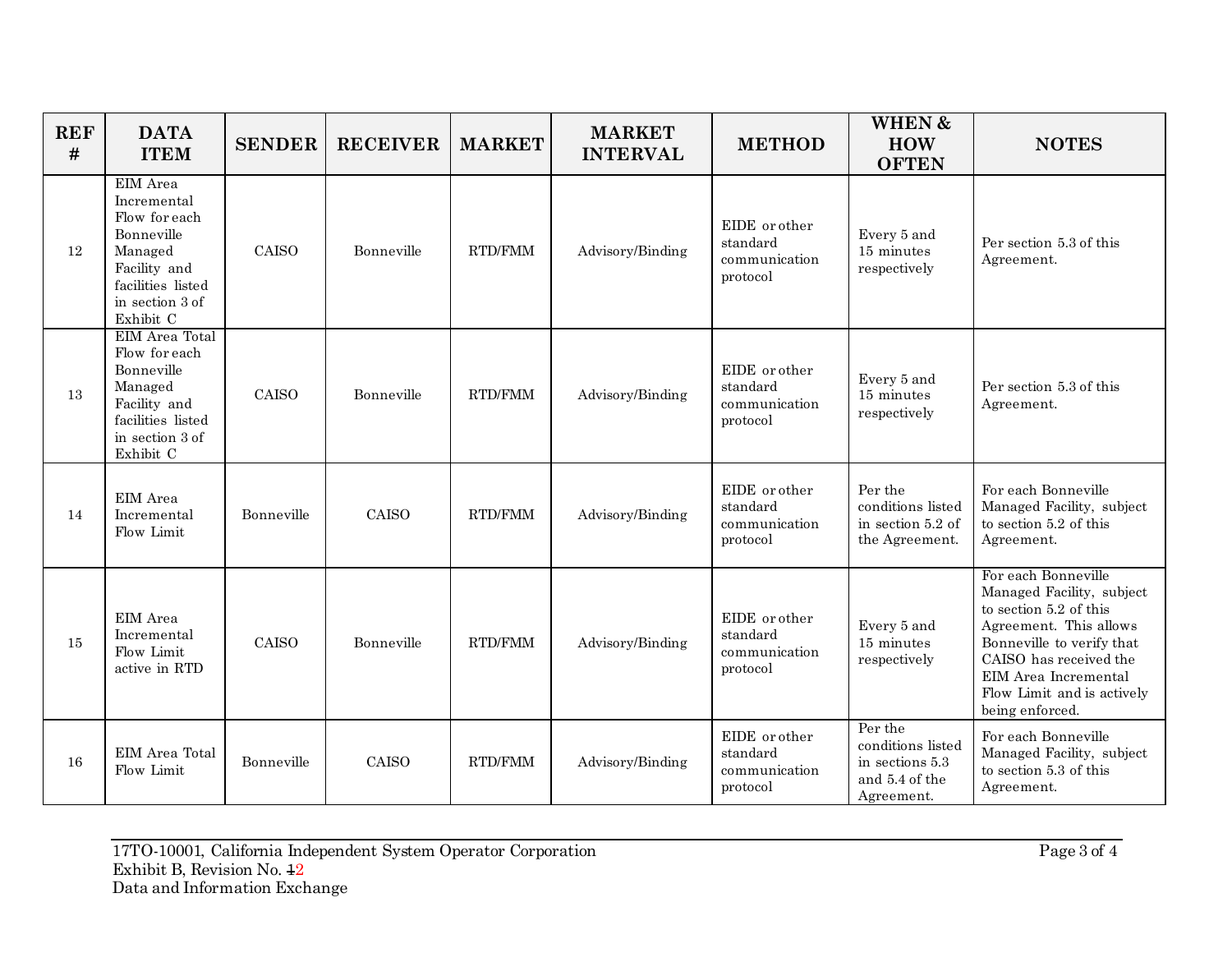| REF # | DATA ITEM | SENDER | RECEIVER | MARKET | MARKET INTERVAL | METHOD | WHEN & HOW OFTEN | NOTES |
|---|---|---|---|---|---|---|---|---|
| 12 | EIM Area Incremental Flow for each Bonneville Managed Facility and facilities listed in section 3 of Exhibit C | CAISO | Bonneville | RTD/FMM | Advisory/Binding | EIDE or other standard communication protocol | Every 5 and 15 minutes respectively | Per section 5.3 of this Agreement. |
| 13 | EIM Area Total Flow for each Bonneville Managed Facility and facilities listed in section 3 of Exhibit C | CAISO | Bonneville | RTD/FMM | Advisory/Binding | EIDE or other standard communication protocol | Every 5 and 15 minutes respectively | Per section 5.3 of this Agreement. |
| 14 | EIM Area Incremental Flow Limit | Bonneville | CAISO | RTD/FMM | Advisory/Binding | EIDE or other standard communication protocol | Per the conditions listed in section 5.2 of the Agreement. | For each Bonneville Managed Facility, subject to section 5.2 of this Agreement. |
| 15 | EIM Area Incremental Flow Limit active in RTD | CAISO | Bonneville | RTD/FMM | Advisory/Binding | EIDE or other standard communication protocol | Every 5 and 15 minutes respectively | For each Bonneville Managed Facility, subject to section 5.2 of this Agreement. This allows Bonneville to verify that CAISO has received the EIM Area Incremental Flow Limit and is actively being enforced. |
| 16 | EIM Area Total Flow Limit | Bonneville | CAISO | RTD/FMM | Advisory/Binding | EIDE or other standard communication protocol | Per the conditions listed in sections 5.3 and 5.4 of the Agreement. | For each Bonneville Managed Facility, subject to section 5.3 of this Agreement. |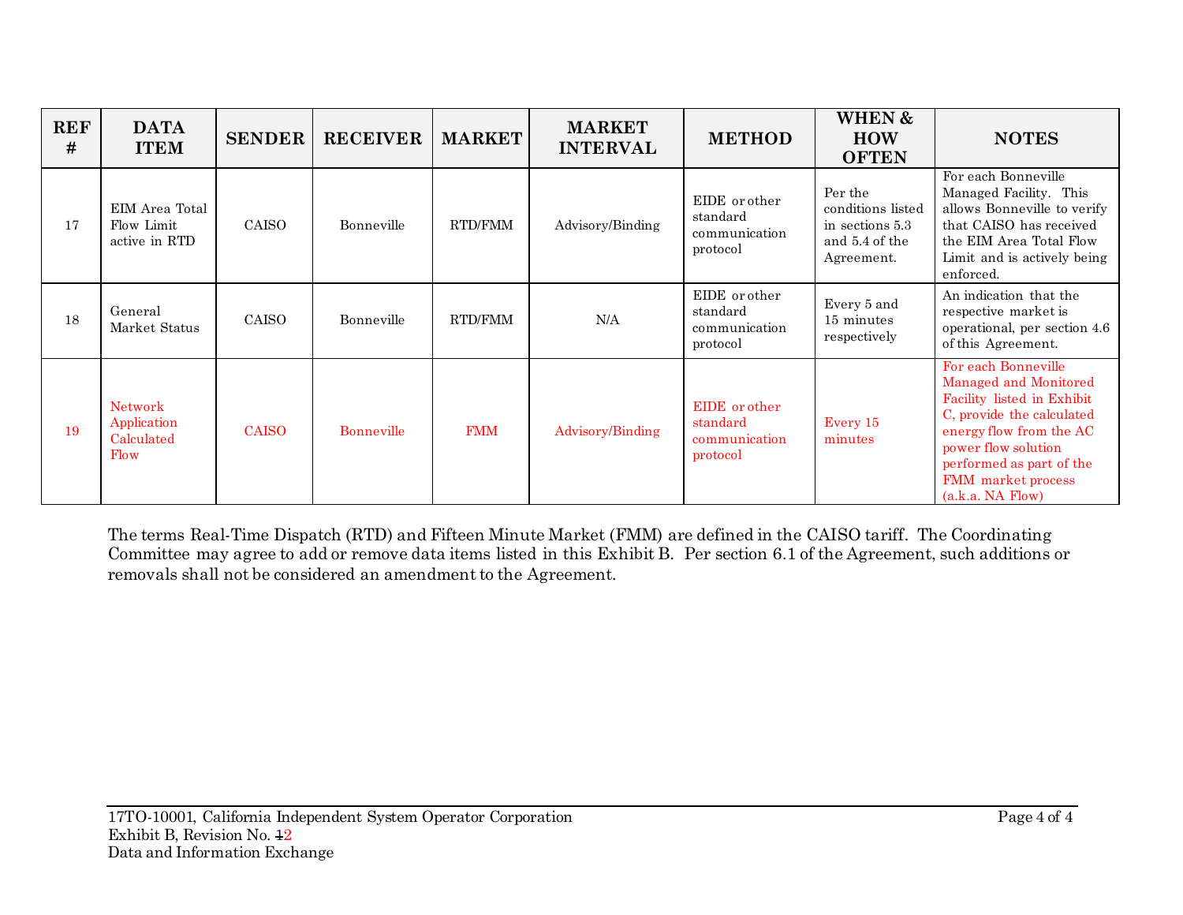| REF # | DATA ITEM | SENDER | RECEIVER | MARKET | MARKET INTERVAL | METHOD | WHEN & HOW OFTEN | NOTES |
|---|---|---|---|---|---|---|---|---|
| 17 | EIM Area Total Flow Limit active in RTD | CAISO | Bonneville | RTD/FMM | Advisory/Binding | EIDE or other standard communication protocol | Per the conditions listed in sections 5.3 and 5.4 of the Agreement. | For each Bonneville Managed Facility. This allows Bonneville to verify that CAISO has received the EIM Area Total Flow Limit and is actively being enforced. |
| 18 | General Market Status | CAISO | Bonneville | RTD/FMM | N/A | EIDE or other standard communication protocol | Every 5 and 15 minutes respectively | An indication that the respective market is operational, per section 4.6 of this Agreement. |
| 19 | Network Application Calculated Flow | CAISO | Bonneville | FMM | Advisory/Binding | EIDE or other standard communication protocol | Every 15 minutes | For each Bonneville Managed and Monitored Facility listed in Exhibit C, provide the calculated energy flow from the AC power flow solution performed as part of the FMM market process (a.k.a. NA Flow) |

The terms Real-Time Dispatch (RTD) and Fifteen Minute Market (FMM) are defined in the CAISO tariff. The Coordinating Committee may agree to add or remove data items listed in this Exhibit B. Per section 6.1 of the Agreement, such additions or removals shall not be considered an amendment to the Agreement.

17TO-10001, California Independent System Operator Corporation
Exhibit B, Revision No. ~~1~~2
Data and Information Exchange